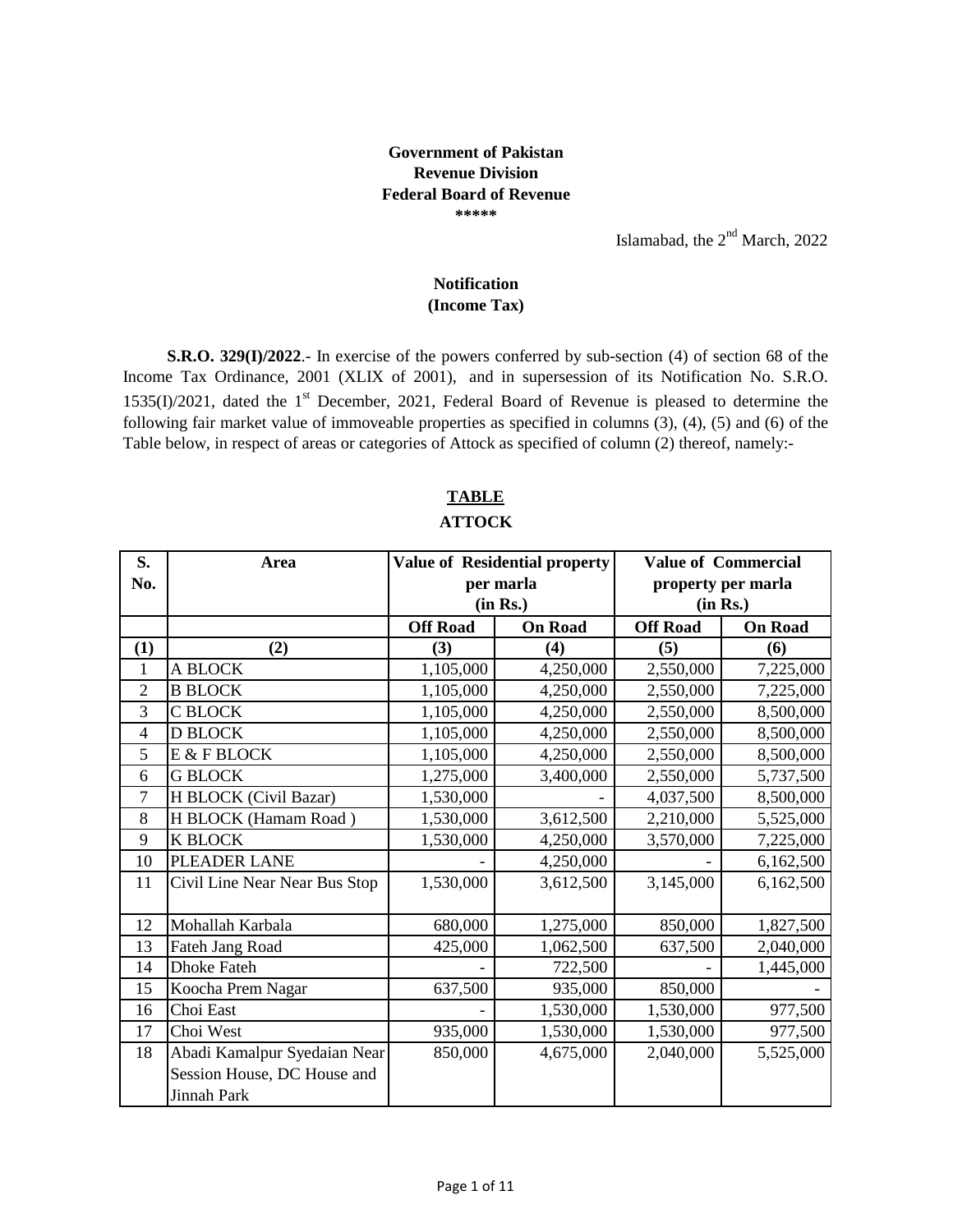**Government of Pakistan**
**Revenue Division**
**Federal Board of Revenue**
**\*\*\*\*\***

Islamabad, the 2nd March, 2022

**Notification**
**(Income Tax)**

**S.R.O. 329(I)/2022**.- In exercise of the powers conferred by sub-section (4) of section 68 of the Income Tax Ordinance, 2001 (XLIX of 2001), and in supersession of its Notification No. S.R.O. 1535(I)/2021, dated the 1st December, 2021, Federal Board of Revenue is pleased to determine the following fair market value of immoveable properties as specified in columns (3), (4), (5) and (6) of the Table below, in respect of areas or categories of Attock as specified of column (2) thereof, namely:-

**TABLE**

**ATTOCK**

| S. No. | Area | Value of Residential property per marla (in Rs.) | | Value of Commercial property per marla (in Rs.) | |
|---|---|---|---|---|---|
| | | Off Road | On Road | Off Road | On Road |
| (1) | (2) | (3) | (4) | (5) | (6) |
| 1 | A BLOCK | 1,105,000 | 4,250,000 | 2,550,000 | 7,225,000 |
| 2 | B BLOCK | 1,105,000 | 4,250,000 | 2,550,000 | 7,225,000 |
| 3 | C BLOCK | 1,105,000 | 4,250,000 | 2,550,000 | 8,500,000 |
| 4 | D BLOCK | 1,105,000 | 4,250,000 | 2,550,000 | 8,500,000 |
| 5 | E & F BLOCK | 1,105,000 | 4,250,000 | 2,550,000 | 8,500,000 |
| 6 | G BLOCK | 1,275,000 | 3,400,000 | 2,550,000 | 5,737,500 |
| 7 | H BLOCK (Civil Bazar) | 1,530,000 | - | 4,037,500 | 8,500,000 |
| 8 | H BLOCK (Hamam Road ) | 1,530,000 | 3,612,500 | 2,210,000 | 5,525,000 |
| 9 | K BLOCK | 1,530,000 | 4,250,000 | 3,570,000 | 7,225,000 |
| 10 | PLEADER LANE | - | 4,250,000 | - | 6,162,500 |
| 11 | Civil Line Near Near Bus Stop | 1,530,000 | 3,612,500 | 3,145,000 | 6,162,500 |
| 12 | Mohallah Karbala | 680,000 | 1,275,000 | 850,000 | 1,827,500 |
| 13 | Fateh Jang Road | 425,000 | 1,062,500 | 637,500 | 2,040,000 |
| 14 | Dhoke Fateh | - | 722,500 | - | 1,445,000 |
| 15 | Koocha Prem Nagar | 637,500 | 935,000 | 850,000 | - |
| 16 | Choi East | - | 1,530,000 | 1,530,000 | 977,500 |
| 17 | Choi West | 935,000 | 1,530,000 | 1,530,000 | 977,500 |
| 18 | Abadi Kamalpur Syedaian Near Session House, DC House and Jinnah Park | 850,000 | 4,675,000 | 2,040,000 | 5,525,000 |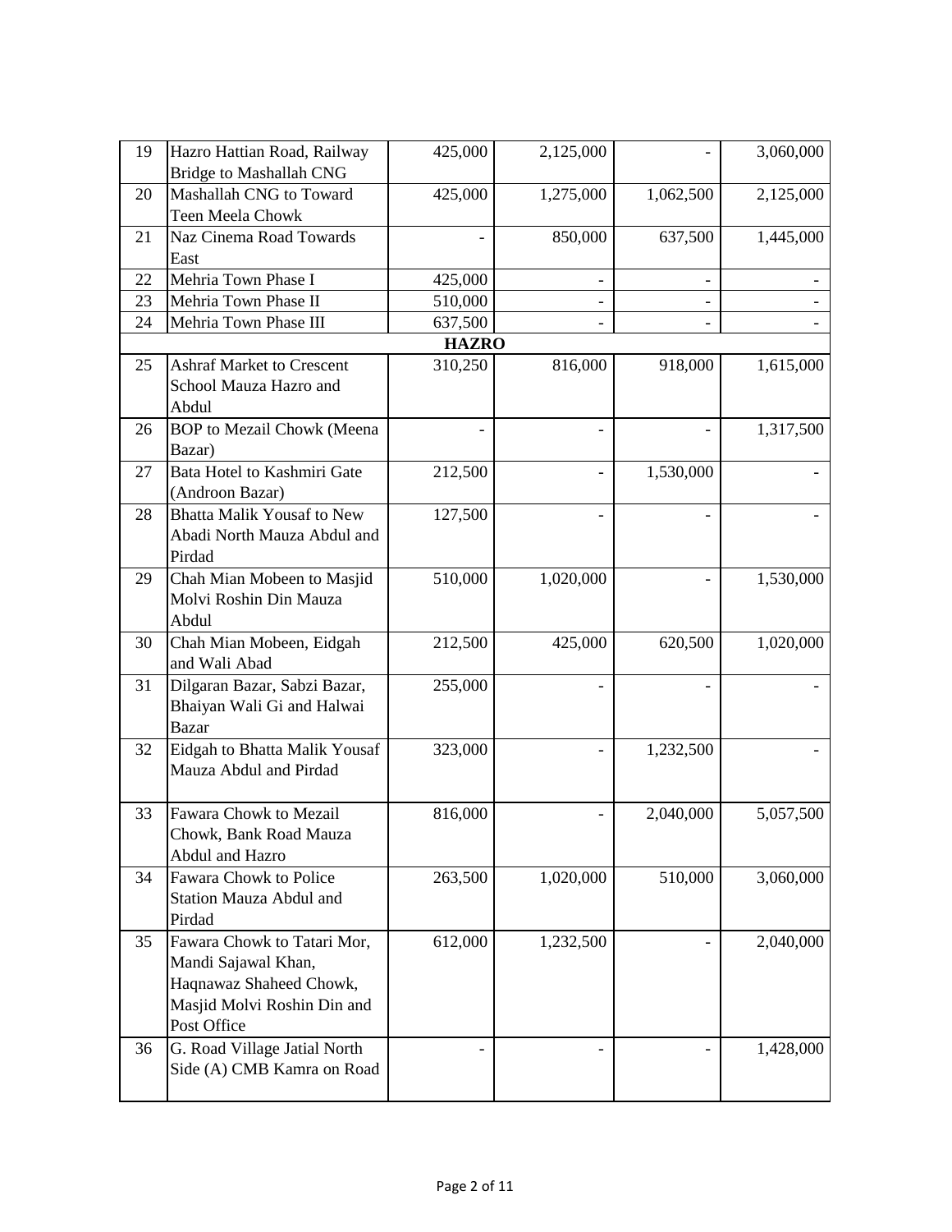| | | | | | |
|---|---|---|---|---|---|
| 19 | Hazro Hattian Road, Railway Bridge to Mashallah CNG | 425,000 | 2,125,000 | - | 3,060,000 |
| 20 | Mashallah CNG to Toward Teen Meela Chowk | 425,000 | 1,275,000 | 1,062,500 | 2,125,000 |
| 21 | Naz Cinema Road Towards East | - | 850,000 | 637,500 | 1,445,000 |
| 22 | Mehria Town Phase I | 425,000 | - | - | - |
| 23 | Mehria Town Phase II | 510,000 | - | - | - |
| 24 | Mehria Town Phase III | 637,500 | - | - | - |
| | **HAZRO** | | | | |
| 25 | Ashraf Market to Crescent School Mauza Hazro and Abdul | 310,250 | 816,000 | 918,000 | 1,615,000 |
| 26 | BOP to Mezail Chowk (Meena Bazar) | - | - | - | 1,317,500 |
| 27 | Bata Hotel to Kashmiri Gate (Androon Bazar) | 212,500 | - | 1,530,000 | - |
| 28 | Bhatta Malik Yousaf to New Abadi North Mauza Abdul and Pirdad | 127,500 | - | - | - |
| 29 | Chah Mian Mobeen to Masjid Molvi Roshin Din Mauza Abdul | 510,000 | 1,020,000 | - | 1,530,000 |
| 30 | Chah Mian Mobeen, Eidgah and Wali Abad | 212,500 | 425,000 | 620,500 | 1,020,000 |
| 31 | Dilgaran Bazar, Sabzi Bazar, Bhaiyan Wali Gi and Halwai Bazar | 255,000 | - | - | - |
| 32 | Eidgah to Bhatta Malik Yousaf Mauza Abdul and Pirdad | 323,000 | - | 1,232,500 | - |
| 33 | Fawara Chowk to Mezail Chowk, Bank Road Mauza Abdul and Hazro | 816,000 | - | 2,040,000 | 5,057,500 |
| 34 | Fawara Chowk to Police Station Mauza Abdul and Pirdad | 263,500 | 1,020,000 | 510,000 | 3,060,000 |
| 35 | Fawara Chowk to Tatari Mor, Mandi Sajawal Khan, Haqnawaz Shaheed Chowk, Masjid Molvi Roshin Din and Post Office | 612,000 | 1,232,500 | - | 2,040,000 |
| 36 | G. Road Village Jatial North Side (A) CMB Kamra on Road | - | - | - | 1,428,000 |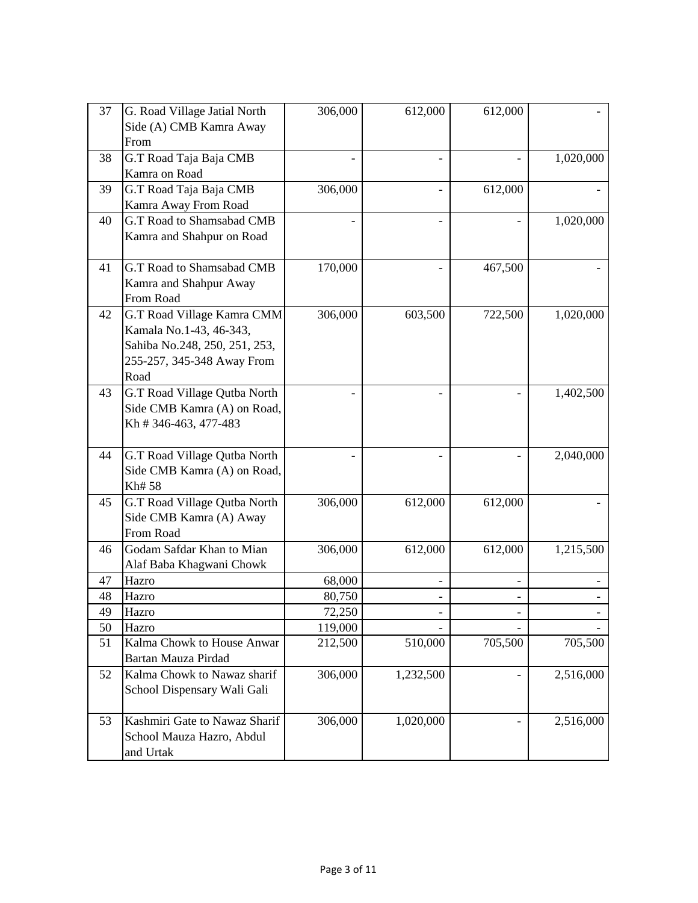| | | | | | |
|---|---|---|---|---|---|
| 37 | G. Road Village Jatial North Side (A) CMB Kamra Away From | 306,000 | 612,000 | 612,000 | - |
| 38 | G.T Road Taja Baja CMB Kamra on Road | - | - | - | 1,020,000 |
| 39 | G.T Road Taja Baja CMB Kamra Away From Road | 306,000 | - | 612,000 | - |
| 40 | G.T Road to Shamsabad CMB Kamra and Shahpur on Road | - | - | - | 1,020,000 |
| 41 | G.T Road to Shamsabad CMB Kamra and Shahpur Away From Road | 170,000 | - | 467,500 | - |
| 42 | G.T Road Village Kamra CMM Kamala No.1-43, 46-343, Sahiba No.248, 250, 251, 253, 255-257, 345-348 Away From Road | 306,000 | 603,500 | 722,500 | 1,020,000 |
| 43 | G.T Road Village Qutba North Side CMB Kamra (A) on Road, Kh # 346-463, 477-483 | - | - | - | 1,402,500 |
| 44 | G.T Road Village Qutba North Side CMB Kamra (A) on Road, Kh# 58 | - | - | - | 2,040,000 |
| 45 | G.T Road Village Qutba North Side CMB Kamra (A) Away From Road | 306,000 | 612,000 | 612,000 | - |
| 46 | Godam Safdar Khan to Mian Alaf Baba Khagwani Chowk | 306,000 | 612,000 | 612,000 | 1,215,500 |
| 47 | Hazro | 68,000 | - | - | - |
| 48 | Hazro | 80,750 | - | - | - |
| 49 | Hazro | 72,250 | - | - | - |
| 50 | Hazro | 119,000 | - | - | - |
| 51 | Kalma Chowk to House Anwar Bartan Mauza Pirdad | 212,500 | 510,000 | 705,500 | 705,500 |
| 52 | Kalma Chowk to Nawaz sharif School Dispensary Wali Gali | 306,000 | 1,232,500 | - | 2,516,000 |
| 53 | Kashmiri Gate to Nawaz Sharif School Mauza Hazro, Abdul and Urtak | 306,000 | 1,020,000 | - | 2,516,000 |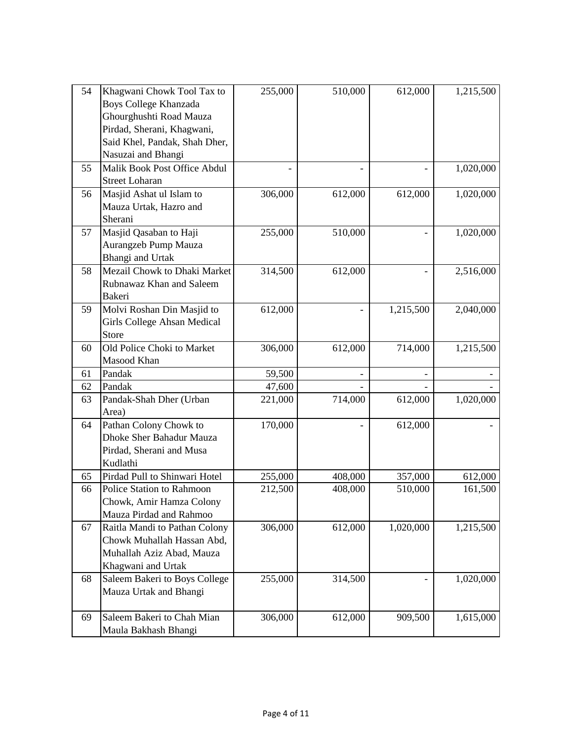| | | | | | |
|---|---|---|---|---|---|
| 54 | Khagwani Chowk Tool Tax to Boys College Khanzada Ghourghushti Road Mauza Pirdad, Sherani, Khagwani, Said Khel, Pandak, Shah Dher, Nasuzai and Bhangi | 255,000 | 510,000 | 612,000 | 1,215,500 |
| 55 | Malik Book Post Office Abdul Street Loharan | - | - | - | 1,020,000 |
| 56 | Masjid Ashat ul Islam to Mauza Urtak, Hazro and Sherani | 306,000 | 612,000 | 612,000 | 1,020,000 |
| 57 | Masjid Qasaban to Haji Aurangzeb Pump Mauza Bhangi and Urtak | 255,000 | 510,000 | - | 1,020,000 |
| 58 | Mezail Chowk to Dhaki Market Rubnawaz Khan and Saleem Bakeri | 314,500 | 612,000 | - | 2,516,000 |
| 59 | Molvi Roshan Din Masjid to Girls College Ahsan Medical Store | 612,000 | - | 1,215,500 | 2,040,000 |
| 60 | Old Police Choki to Market Masood Khan | 306,000 | 612,000 | 714,000 | 1,215,500 |
| 61 | Pandak | 59,500 | - | - | - |
| 62 | Pandak | 47,600 | - | - | - |
| 63 | Pandak-Shah Dher (Urban Area) | 221,000 | 714,000 | 612,000 | 1,020,000 |
| 64 | Pathan Colony Chowk to Dhoke Sher Bahadur Mauza Pirdad, Sherani and Musa Kudlathi | 170,000 | - | 612,000 | - |
| 65 | Pirdad Pull to Shinwari Hotel | 255,000 | 408,000 | 357,000 | 612,000 |
| 66 | Police Station to Rahmoon Chowk, Amir Hamza Colony Mauza Pirdad and Rahmoo | 212,500 | 408,000 | 510,000 | 161,500 |
| 67 | Raitla Mandi to Pathan Colony Chowk Muhallah Hassan Abd, Muhallah Aziz Abad, Mauza Khagwani and Urtak | 306,000 | 612,000 | 1,020,000 | 1,215,500 |
| 68 | Saleem Bakeri to Boys College Mauza Urtak and Bhangi | 255,000 | 314,500 | - | 1,020,000 |
| 69 | Saleem Bakeri to Chah Mian Maula Bakhash Bhangi | 306,000 | 612,000 | 909,500 | 1,615,000 |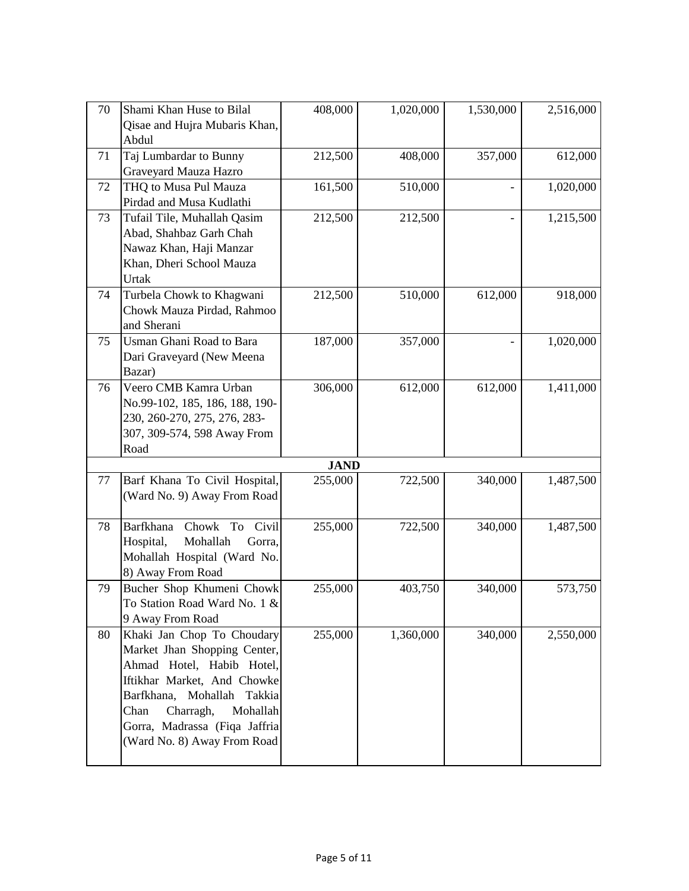| 70 | Shami Khan Huse to Bilal Qisae and Hujra Mubaris Khan, Abdul | 408,000 | 1,020,000 | 1,530,000 | 2,516,000 |
|---|---|---|---|---|---|
| 71 | Taj Lumbardar to Bunny Graveyard Mauza Hazro | 212,500 | 408,000 | 357,000 | 612,000 |
| 72 | THQ to Musa Pul Mauza Pirdad and Musa Kudlathi | 161,500 | 510,000 | - | 1,020,000 |
| 73 | Tufail Tile, Muhallah Qasim Abad, Shahbaz Garh Chah Nawaz Khan, Haji Manzar Khan, Dheri School Mauza Urtak | 212,500 | 212,500 | - | 1,215,500 |
| 74 | Turbela Chowk to Khagwani Chowk Mauza Pirdad, Rahmoo and Sherani | 212,500 | 510,000 | 612,000 | 918,000 |
| 75 | Usman Ghani Road to Bara Dari Graveyard (New Meena Bazar) | 187,000 | 357,000 | - | 1,020,000 |
| 76 | Veero CMB Kamra Urban No.99-102, 185, 186, 188, 190-230, 260-270, 275, 276, 283-307, 309-574, 598 Away From Road | 306,000 | 612,000 | 612,000 | 1,411,000 |
| | | **JAND** | | | |
| 77 | Barf Khana To Civil Hospital, (Ward No. 9) Away From Road | 255,000 | 722,500 | 340,000 | 1,487,500 |
| 78 | Barfkhana Chowk To Civil Hospital, Mohallah Gorra, Mohallah Hospital (Ward No. 8) Away From Road | 255,000 | 722,500 | 340,000 | 1,487,500 |
| 79 | Bucher Shop Khumeni Chowk To Station Road Ward No. 1 & 9 Away From Road | 255,000 | 403,750 | 340,000 | 573,750 |
| 80 | Khaki Jan Chop To Choudary Market Jhan Shopping Center, Ahmad Hotel, Habib Hotel, Iftikhar Market, And Chowke Barfkhana, Mohallah Takkia Chan Charragh, Mohallah Gorra, Madrassa (Fiqa Jaffria (Ward No. 8) Away From Road | 255,000 | 1,360,000 | 340,000 | 2,550,000 |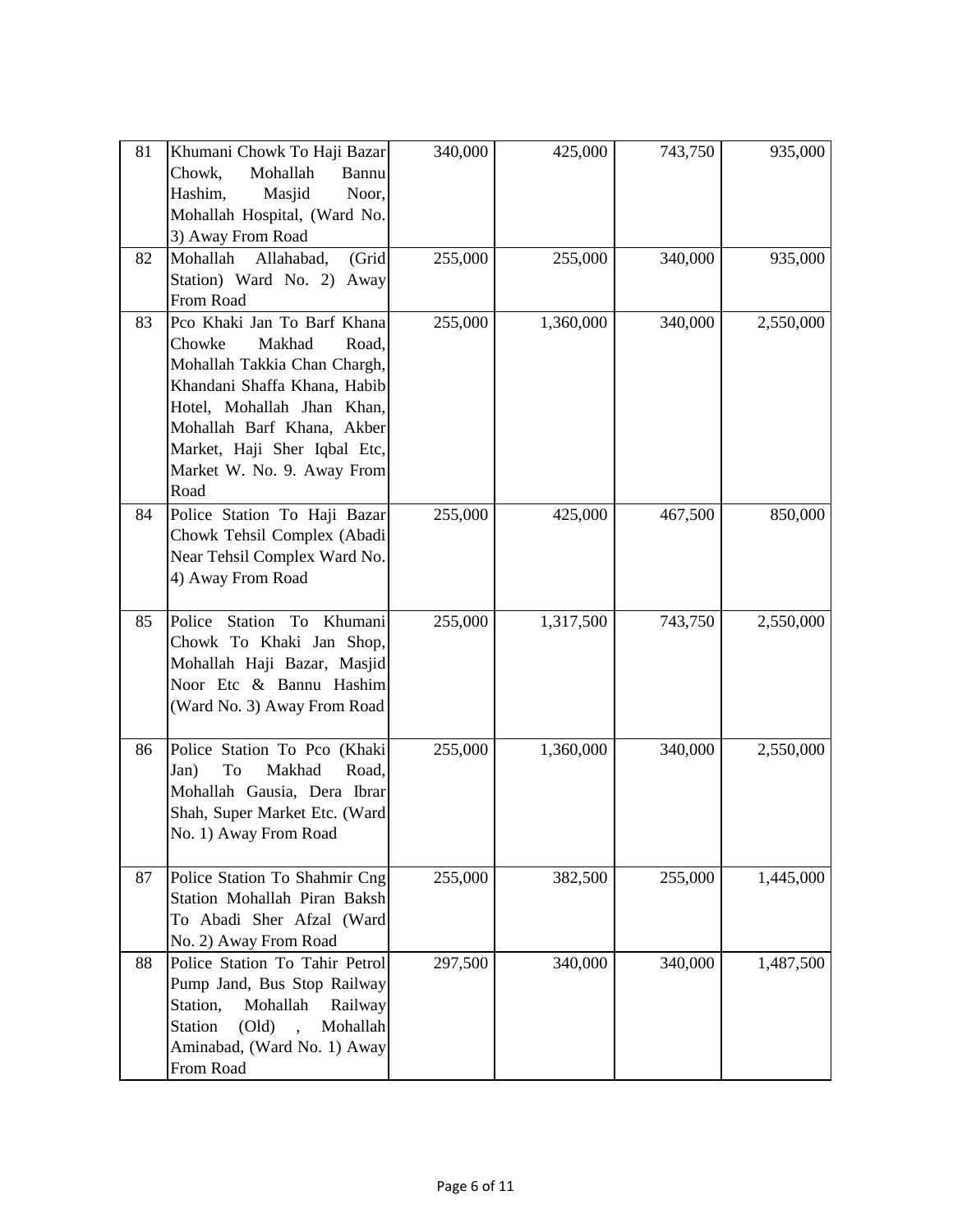| 81 | Khumani Chowk To Haji Bazar Chowk, Mohallah Bannu Hashim, Masjid Noor, Mohallah Hospital, (Ward No. 3) Away From Road | 340,000 | 425,000 | 743,750 | 935,000 |
|---|---|---|---|---|---|
| 82 | Mohallah Allahabad, (Grid Station) Ward No. 2) Away From Road | 255,000 | 255,000 | 340,000 | 935,000 |
| 83 | Pco Khaki Jan To Barf Khana Chowke Makhad Road, Mohallah Takkia Chan Chargh, Khandani Shaffa Khana, Habib Hotel, Mohallah Jhan Khan, Mohallah Barf Khana, Akber Market, Haji Sher Iqbal Etc, Market W. No. 9. Away From Road | 255,000 | 1,360,000 | 340,000 | 2,550,000 |
| 84 | Police Station To Haji Bazar Chowk Tehsil Complex (Abadi Near Tehsil Complex Ward No. 4) Away From Road | 255,000 | 425,000 | 467,500 | 850,000 |
| 85 | Police Station To Khumani Chowk To Khaki Jan Shop, Mohallah Haji Bazar, Masjid Noor Etc & Bannu Hashim (Ward No. 3) Away From Road | 255,000 | 1,317,500 | 743,750 | 2,550,000 |
| 86 | Police Station To Pco (Khaki Jan) To Makhad Road, Mohallah Gausia, Dera Ibrar Shah, Super Market Etc. (Ward No. 1) Away From Road | 255,000 | 1,360,000 | 340,000 | 2,550,000 |
| 87 | Police Station To Shahmir Cng Station Mohallah Piran Baksh To Abadi Sher Afzal (Ward No. 2) Away From Road | 255,000 | 382,500 | 255,000 | 1,445,000 |
| 88 | Police Station To Tahir Petrol Pump Jand, Bus Stop Railway Station, Mohallah Railway Station (Old) , Mohallah Aminabad, (Ward No. 1) Away From Road | 297,500 | 340,000 | 340,000 | 1,487,500 |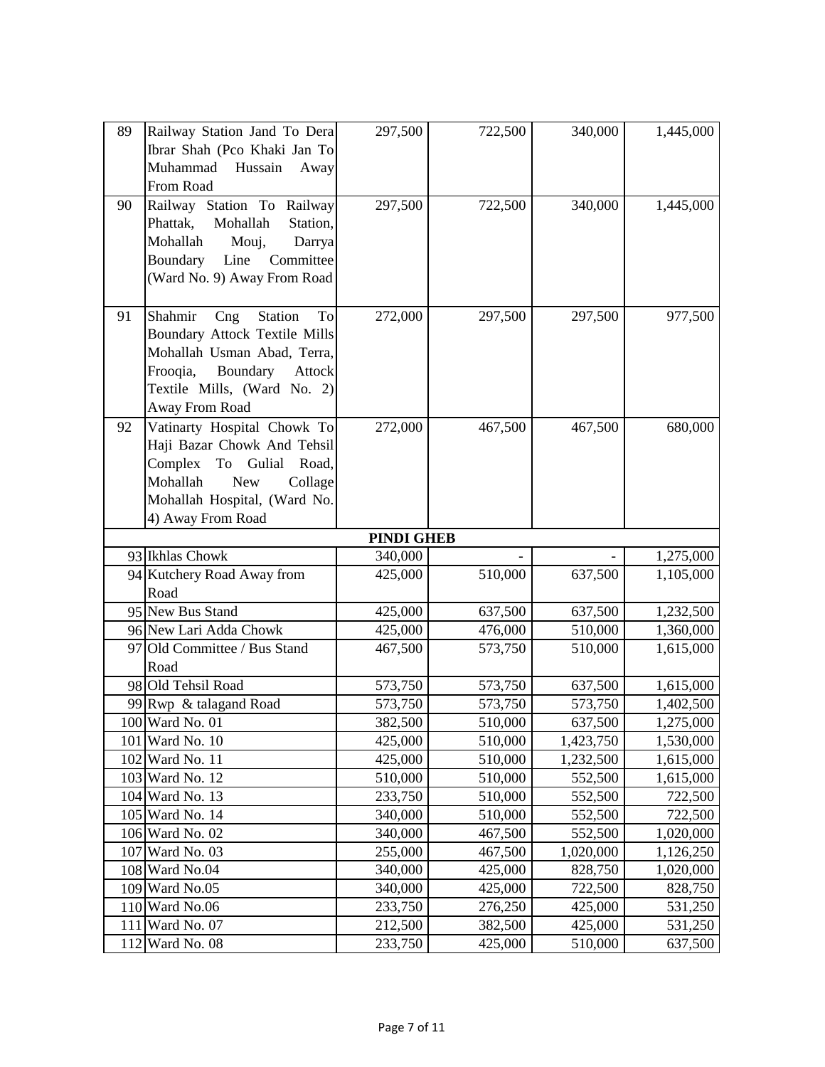| | | | | | |
|---|---|---|---|---|---|
| 89 | Railway Station Jand To Dera Ibrar Shah (Pco Khaki Jan To Muhammad Hussain Away From Road | 297,500 | 722,500 | 340,000 | 1,445,000 |
| 90 | Railway Station To Railway Phattak, Mohallah Station, Mohallah Mouj, Darrya Boundary Line Committee (Ward No. 9) Away From Road | 297,500 | 722,500 | 340,000 | 1,445,000 |
| 91 | Shahmir Cng Station To Boundary Attock Textile Mills Mohallah Usman Abad, Terra, Frooqia, Boundary Attock Textile Mills, (Ward No. 2) Away From Road | 272,000 | 297,500 | 297,500 | 977,500 |
| 92 | Vatinarty Hospital Chowk To Haji Bazar Chowk And Tehsil Complex To Gulial Road, Mohallah New Collage Mohallah Hospital, (Ward No. 4) Away From Road | 272,000 | 467,500 | 467,500 | 680,000 |
| | **PINDI GHEB** | | | | |
| 93 | Ikhlas Chowk | 340,000 | - | - | 1,275,000 |
| 94 | Kutchery Road Away from Road | 425,000 | 510,000 | 637,500 | 1,105,000 |
| 95 | New Bus Stand | 425,000 | 637,500 | 637,500 | 1,232,500 |
| 96 | New Lari Adda Chowk | 425,000 | 476,000 | 510,000 | 1,360,000 |
| 97 | Old Committee / Bus Stand Road | 467,500 | 573,750 | 510,000 | 1,615,000 |
| 98 | Old Tehsil Road | 573,750 | 573,750 | 637,500 | 1,615,000 |
| 99 | Rwp & talagand Road | 573,750 | 573,750 | 573,750 | 1,402,500 |
| 100 | Ward No. 01 | 382,500 | 510,000 | 637,500 | 1,275,000 |
| 101 | Ward No. 10 | 425,000 | 510,000 | 1,423,750 | 1,530,000 |
| 102 | Ward No. 11 | 425,000 | 510,000 | 1,232,500 | 1,615,000 |
| 103 | Ward No. 12 | 510,000 | 510,000 | 552,500 | 1,615,000 |
| 104 | Ward No. 13 | 233,750 | 510,000 | 552,500 | 722,500 |
| 105 | Ward No. 14 | 340,000 | 510,000 | 552,500 | 722,500 |
| 106 | Ward No. 02 | 340,000 | 467,500 | 552,500 | 1,020,000 |
| 107 | Ward No. 03 | 255,000 | 467,500 | 1,020,000 | 1,126,250 |
| 108 | Ward No.04 | 340,000 | 425,000 | 828,750 | 1,020,000 |
| 109 | Ward No.05 | 340,000 | 425,000 | 722,500 | 828,750 |
| 110 | Ward No.06 | 233,750 | 276,250 | 425,000 | 531,250 |
| 111 | Ward No. 07 | 212,500 | 382,500 | 425,000 | 531,250 |
| 112 | Ward No. 08 | 233,750 | 425,000 | 510,000 | 637,500 |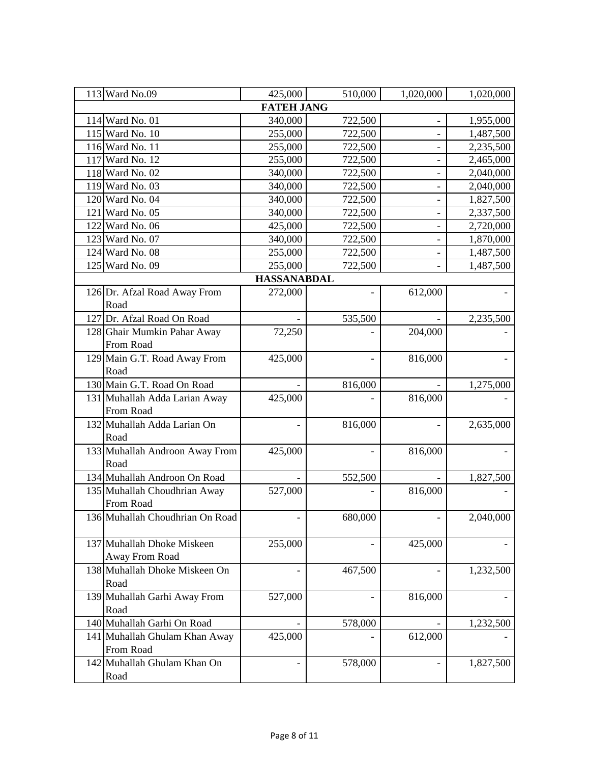| | | | | | |
|---|---|---|---|---|---|
| 113 | Ward No.09 | 425,000 | 510,000 | 1,020,000 | 1,020,000 |
| | | **FATEH JANG** | | | |
| 114 | Ward No. 01 | 340,000 | 722,500 | - | 1,955,000 |
| 115 | Ward No. 10 | 255,000 | 722,500 | - | 1,487,500 |
| 116 | Ward No. 11 | 255,000 | 722,500 | - | 2,235,500 |
| 117 | Ward No. 12 | 255,000 | 722,500 | - | 2,465,000 |
| 118 | Ward No. 02 | 340,000 | 722,500 | - | 2,040,000 |
| 119 | Ward No. 03 | 340,000 | 722,500 | - | 2,040,000 |
| 120 | Ward No. 04 | 340,000 | 722,500 | - | 1,827,500 |
| 121 | Ward No. 05 | 340,000 | 722,500 | - | 2,337,500 |
| 122 | Ward No. 06 | 425,000 | 722,500 | - | 2,720,000 |
| 123 | Ward No. 07 | 340,000 | 722,500 | - | 1,870,000 |
| 124 | Ward No. 08 | 255,000 | 722,500 | - | 1,487,500 |
| 125 | Ward No. 09 | 255,000 | 722,500 | - | 1,487,500 |
| | | **HASSANABDAL** | | | |
| 126 | Dr. Afzal Road Away From Road | 272,000 | - | 612,000 | - |
| 127 | Dr. Afzal Road On Road | - | 535,500 | - | 2,235,500 |
| 128 | Ghair Mumkin Pahar Away From Road | 72,250 | - | 204,000 | - |
| 129 | Main G.T. Road Away From Road | 425,000 | - | 816,000 | - |
| 130 | Main G.T. Road On Road | - | 816,000 | - | 1,275,000 |
| 131 | Muhallah Adda Larian Away From Road | 425,000 | - | 816,000 | - |
| 132 | Muhallah Adda Larian On Road | - | 816,000 | - | 2,635,000 |
| 133 | Muhallah Androon Away From Road | 425,000 | - | 816,000 | - |
| 134 | Muhallah Androon On Road | - | 552,500 | - | 1,827,500 |
| 135 | Muhallah Choudhrian Away From Road | 527,000 | - | 816,000 | - |
| 136 | Muhallah Choudhrian On Road | - | 680,000 | - | 2,040,000 |
| 137 | Muhallah Dhoke Miskeen Away From Road | 255,000 | - | 425,000 | - |
| 138 | Muhallah Dhoke Miskeen On Road | - | 467,500 | - | 1,232,500 |
| 139 | Muhallah Garhi Away From Road | 527,000 | - | 816,000 | - |
| 140 | Muhallah Garhi On Road | - | 578,000 | - | 1,232,500 |
| 141 | Muhallah Ghulam Khan Away From Road | 425,000 | - | 612,000 | - |
| 142 | Muhallah Ghulam Khan On Road | - | 578,000 | - | 1,827,500 |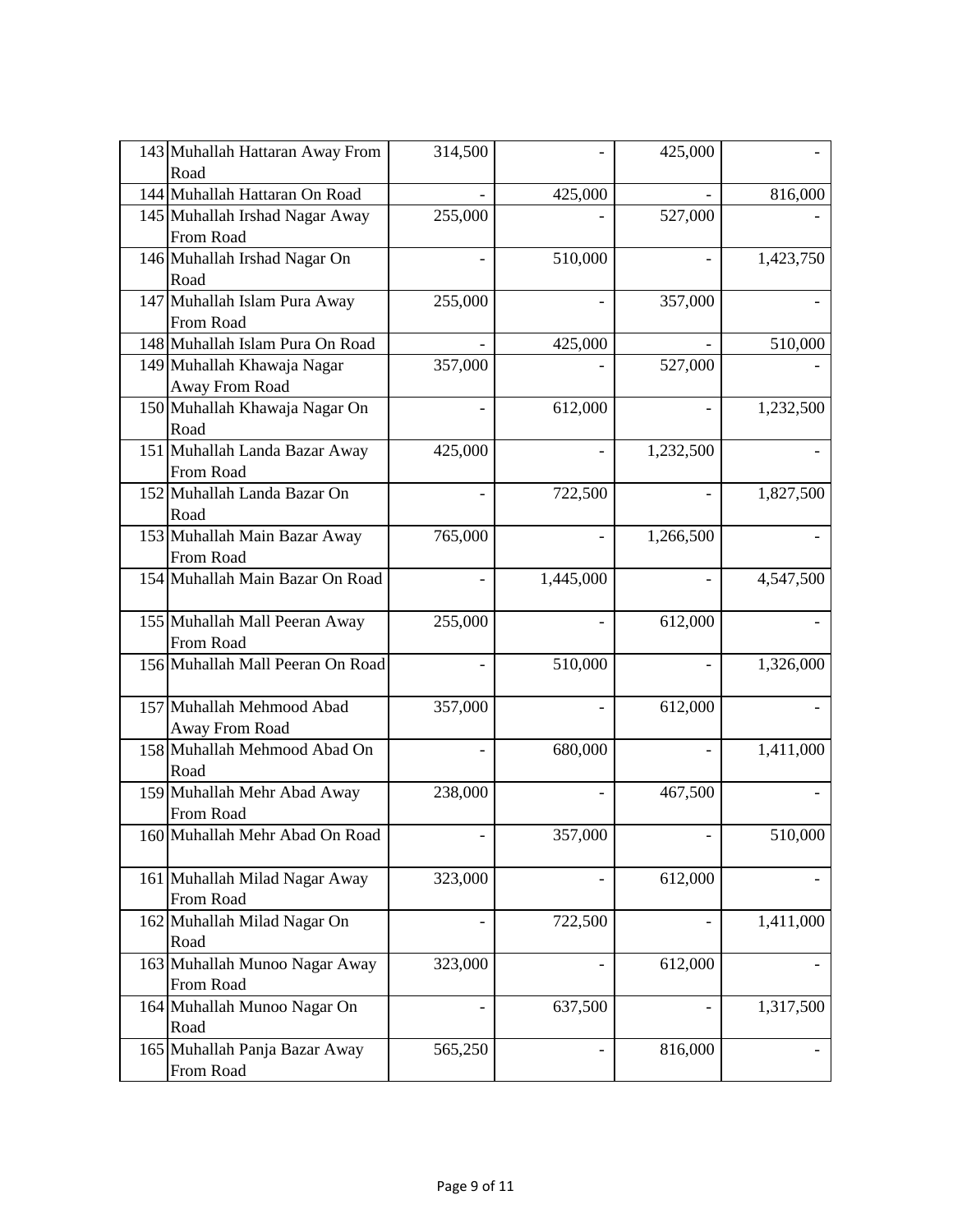| | | | | | |
|---|---|---|---|---|---|
| 143 | Muhallah Hattaran Away From Road | 314,500 | - | 425,000 | - |
| 144 | Muhallah Hattaran On Road | - | 425,000 | - | 816,000 |
| 145 | Muhallah Irshad Nagar Away From Road | 255,000 | - | 527,000 | - |
| 146 | Muhallah Irshad Nagar On Road | - | 510,000 | - | 1,423,750 |
| 147 | Muhallah Islam Pura Away From Road | 255,000 | - | 357,000 | - |
| 148 | Muhallah Islam Pura On Road | - | 425,000 | - | 510,000 |
| 149 | Muhallah Khawaja Nagar Away From Road | 357,000 | - | 527,000 | - |
| 150 | Muhallah Khawaja Nagar On Road | - | 612,000 | - | 1,232,500 |
| 151 | Muhallah Landa Bazar Away From Road | 425,000 | - | 1,232,500 | - |
| 152 | Muhallah Landa Bazar On Road | - | 722,500 | - | 1,827,500 |
| 153 | Muhallah Main Bazar Away From Road | 765,000 | - | 1,266,500 | - |
| 154 | Muhallah Main Bazar On Road | - | 1,445,000 | - | 4,547,500 |
| 155 | Muhallah Mall Peeran Away From Road | 255,000 | - | 612,000 | - |
| 156 | Muhallah Mall Peeran On Road | - | 510,000 | - | 1,326,000 |
| 157 | Muhallah Mehmood Abad Away From Road | 357,000 | - | 612,000 | - |
| 158 | Muhallah Mehmood Abad On Road | - | 680,000 | - | 1,411,000 |
| 159 | Muhallah Mehr Abad Away From Road | 238,000 | - | 467,500 | - |
| 160 | Muhallah Mehr Abad On Road | - | 357,000 | - | 510,000 |
| 161 | Muhallah Milad Nagar Away From Road | 323,000 | - | 612,000 | - |
| 162 | Muhallah Milad Nagar On Road | - | 722,500 | - | 1,411,000 |
| 163 | Muhallah Munoo Nagar Away From Road | 323,000 | - | 612,000 | - |
| 164 | Muhallah Munoo Nagar On Road | - | 637,500 | - | 1,317,500 |
| 165 | Muhallah Panja Bazar Away From Road | 565,250 | - | 816,000 | - |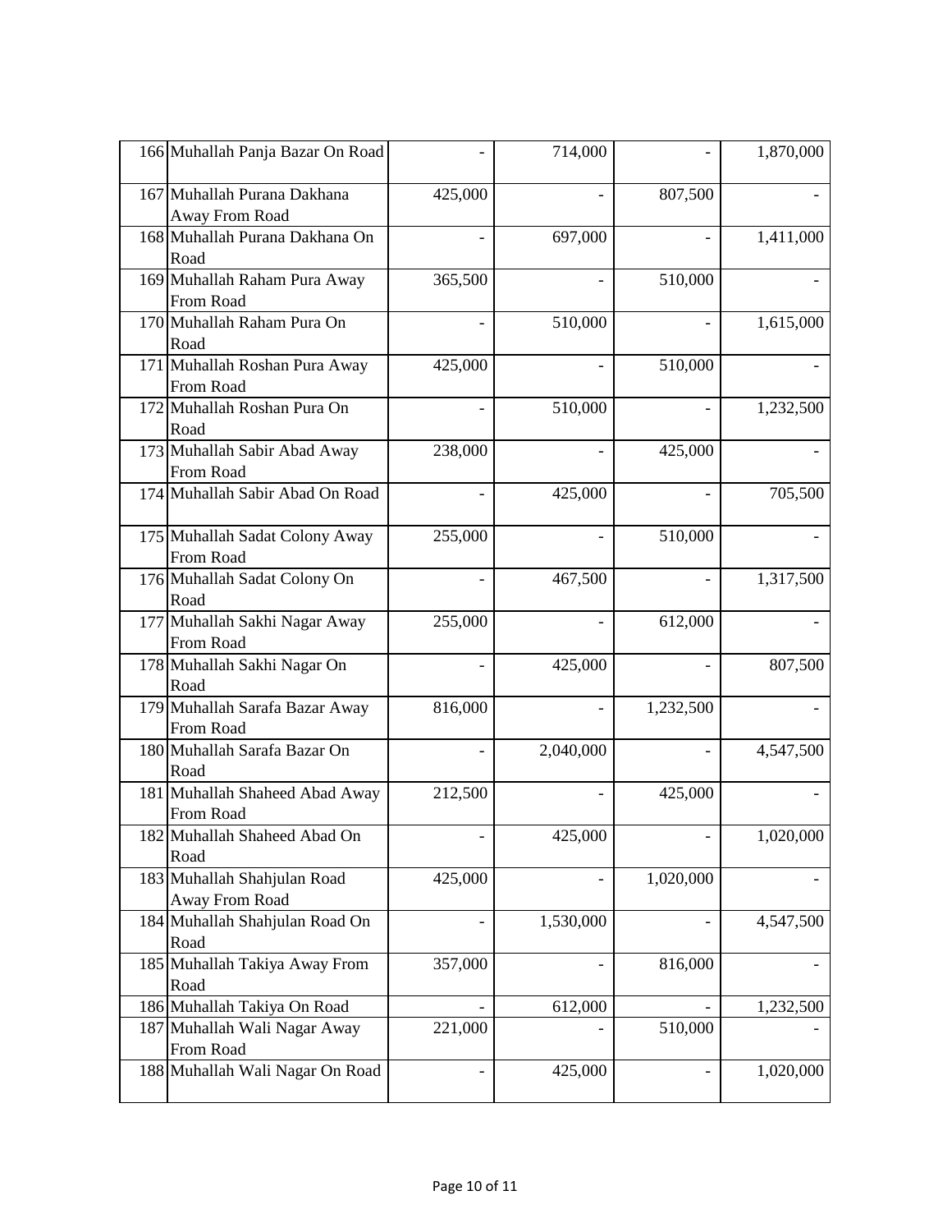| | | | | | |
|---|---|---|---|---|---|
| 166 | Muhallah Panja Bazar On Road | - | 714,000 | - | 1,870,000 |
| 167 | Muhallah Purana Dakhana Away From Road | 425,000 | - | 807,500 | - |
| 168 | Muhallah Purana Dakhana On Road | - | 697,000 | - | 1,411,000 |
| 169 | Muhallah Raham Pura Away From Road | 365,500 | - | 510,000 | - |
| 170 | Muhallah Raham Pura On Road | - | 510,000 | - | 1,615,000 |
| 171 | Muhallah Roshan Pura Away From Road | 425,000 | - | 510,000 | - |
| 172 | Muhallah Roshan Pura On Road | - | 510,000 | - | 1,232,500 |
| 173 | Muhallah Sabir Abad Away From Road | 238,000 | - | 425,000 | - |
| 174 | Muhallah Sabir Abad On Road | - | 425,000 | - | 705,500 |
| 175 | Muhallah Sadat Colony Away From Road | 255,000 | - | 510,000 | - |
| 176 | Muhallah Sadat Colony On Road | - | 467,500 | - | 1,317,500 |
| 177 | Muhallah Sakhi Nagar Away From Road | 255,000 | - | 612,000 | - |
| 178 | Muhallah Sakhi Nagar On Road | - | 425,000 | - | 807,500 |
| 179 | Muhallah Sarafa Bazar Away From Road | 816,000 | - | 1,232,500 | - |
| 180 | Muhallah Sarafa Bazar On Road | - | 2,040,000 | - | 4,547,500 |
| 181 | Muhallah Shaheed Abad Away From Road | 212,500 | - | 425,000 | - |
| 182 | Muhallah Shaheed Abad On Road | - | 425,000 | - | 1,020,000 |
| 183 | Muhallah Shahjulan Road Away From Road | 425,000 | - | 1,020,000 | - |
| 184 | Muhallah Shahjulan Road On Road | - | 1,530,000 | - | 4,547,500 |
| 185 | Muhallah Takiya Away From Road | 357,000 | - | 816,000 | - |
| 186 | Muhallah Takiya On Road | - | 612,000 | - | 1,232,500 |
| 187 | Muhallah Wali Nagar Away From Road | 221,000 | - | 510,000 | - |
| 188 | Muhallah Wali Nagar On Road | - | 425,000 | - | 1,020,000 |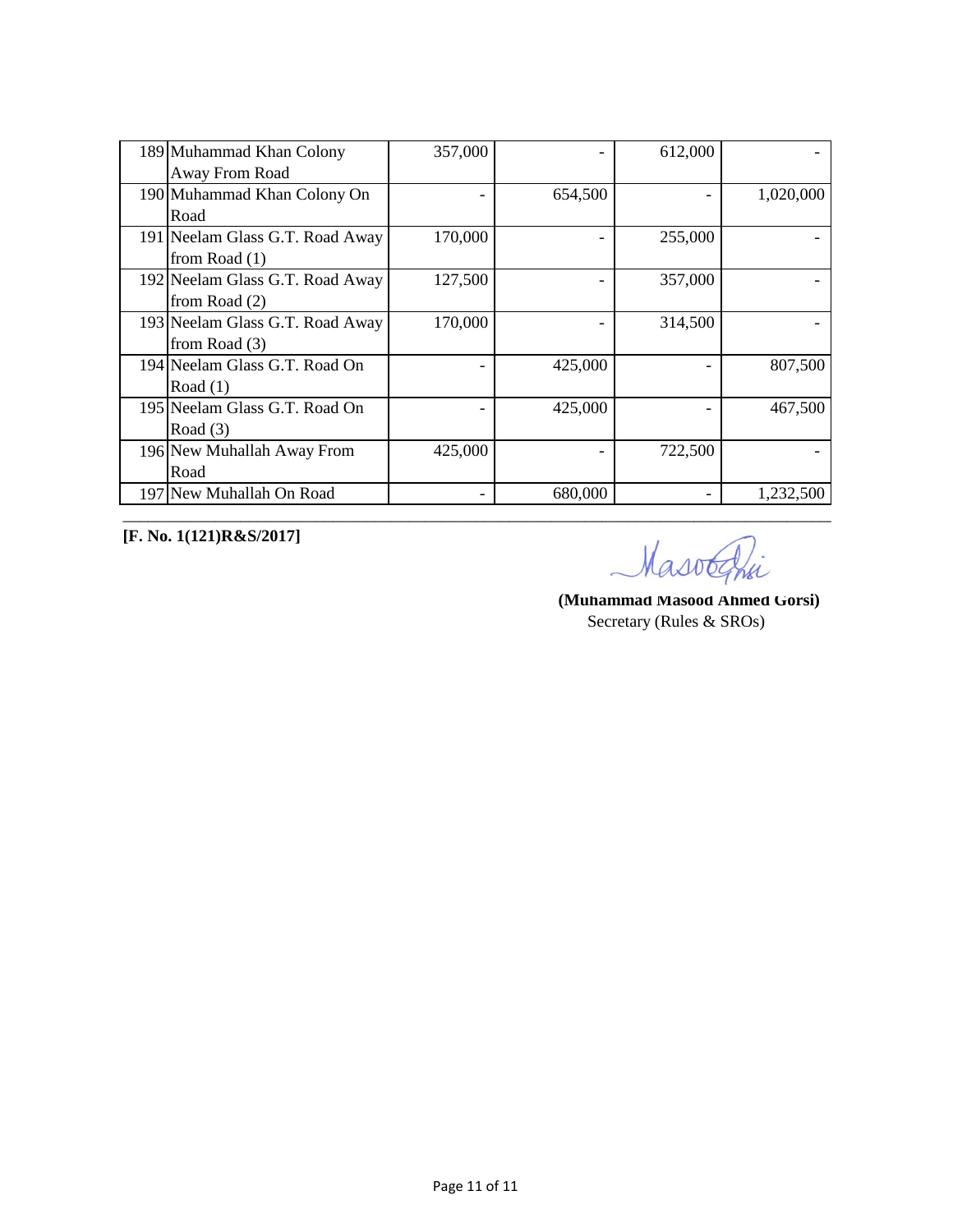| | | | | | |
|---|---|---|---|---|---|
| 189 | Muhammad Khan Colony Away From Road | 357,000 | - | 612,000 | - |
| 190 | Muhammad Khan Colony On Road | - | 654,500 | - | 1,020,000 |
| 191 | Neelam Glass G.T. Road Away from Road (1) | 170,000 | - | 255,000 | - |
| 192 | Neelam Glass G.T. Road Away from Road (2) | 127,500 | - | 357,000 | - |
| 193 | Neelam Glass G.T. Road Away from Road (3) | 170,000 | - | 314,500 | - |
| 194 | Neelam Glass G.T. Road On Road (1) | - | 425,000 | - | 807,500 |
| 195 | Neelam Glass G.T. Road On Road (3) | - | 425,000 | - | 467,500 |
| 196 | New Muhallah Away From Road | 425,000 | - | 722,500 | - |
| 197 | New Muhallah On Road | - | 680,000 | - | 1,232,500 |

**[F. No. 1(121)R&S/2017]**

**(Muhammad Masood Ahmed Gorsi)**
Secretary (Rules & SROs)